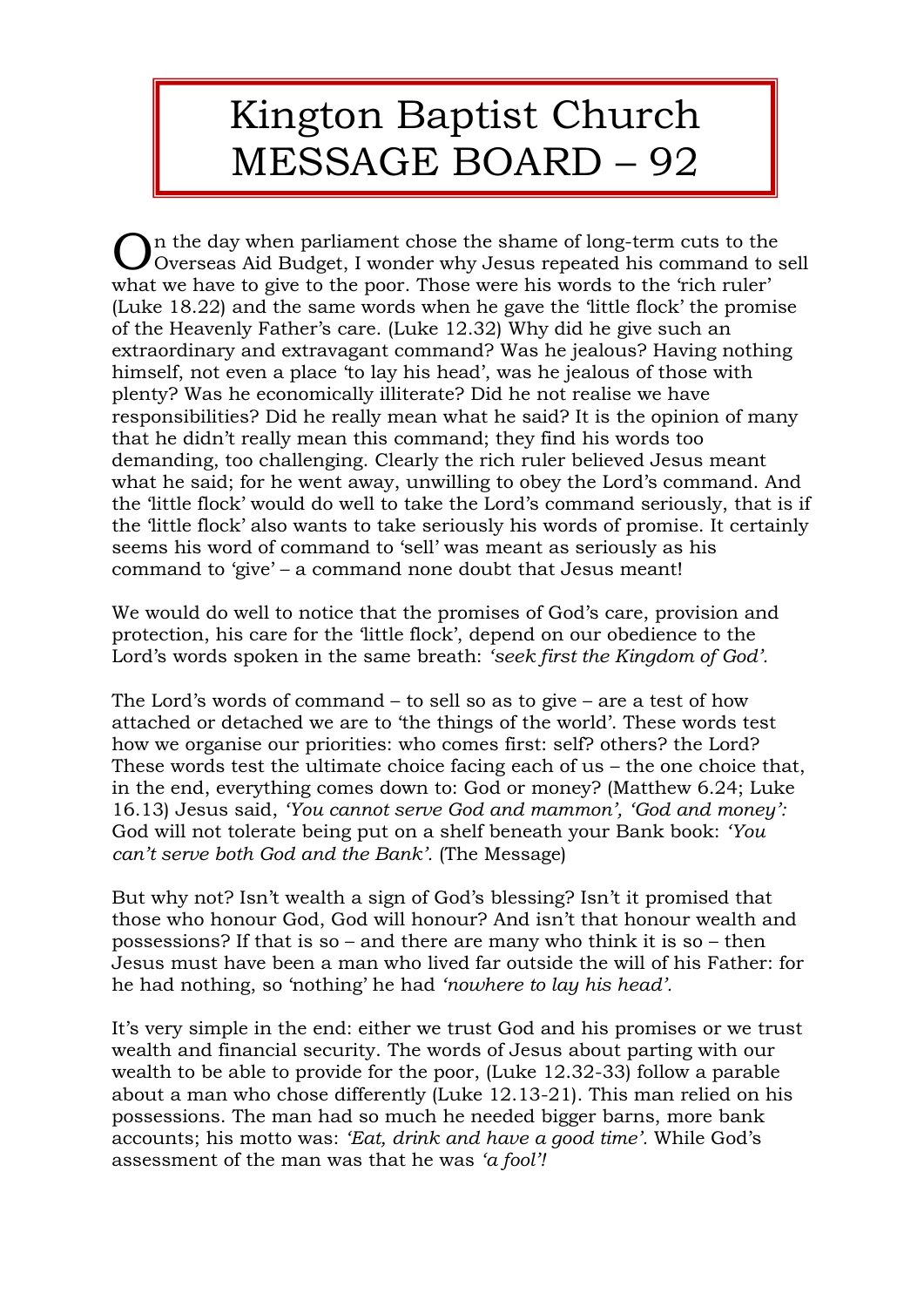# Kington Baptist Church MESSAGE BOARD – 92

On the day when parliament chose the shame of long-term cuts to the Overseas Aid Budget, I wonder why Jesus repeated his command to sell what we have to give to the poor. Those were his words to the 'rich ruler' (Luke 18.22) and the same words when he gave the 'little flock' the promise of the Heavenly Father's care. (Luke 12.32) Why did he give such an extraordinary and extravagant command? Was he jealous? Having nothing himself, not even a place 'to lay his head', was he jealous of those with plenty? Was he economically illiterate? Did he not realise we have responsibilities? Did he really mean what he said? It is the opinion of many that he didn't really mean this command; they find his words too demanding, too challenging. Clearly the rich ruler believed Jesus meant what he said; for he went away, unwilling to obey the Lord's command. And the 'little flock' would do well to take the Lord's command seriously, that is if the 'little flock' also wants to take seriously his words of promise. It certainly seems his word of command to 'sell' was meant as seriously as his command to 'give' – a command none doubt that Jesus meant!

We would do well to notice that the promises of God's care, provision and protection, his care for the 'little flock', depend on our obedience to the Lord's words spoken in the same breath: *'seek first the Kingdom of God'*.

The Lord's words of command – to sell so as to give – are a test of how attached or detached we are to 'the things of the world'. These words test how we organise our priorities: who comes first: self? others? the Lord? These words test the ultimate choice facing each of us – the one choice that, in the end, everything comes down to: God or money? (Matthew 6.24; Luke 16.13) Jesus said, *'You cannot serve God and mammon', 'God and money':* God will not tolerate being put on a shelf beneath your Bank book: *'You can't serve both God and the Bank'.* (The Message)

But why not? Isn't wealth a sign of God's blessing? Isn't it promised that those who honour God, God will honour? And isn't that honour wealth and possessions? If that is so – and there are many who think it is so – then Jesus must have been a man who lived far outside the will of his Father: for he had nothing, so 'nothing' he had *'nowhere to lay his head'.*

It's very simple in the end: either we trust God and his promises or we trust wealth and financial security. The words of Jesus about parting with our wealth to be able to provide for the poor, (Luke 12.32-33) follow a parable about a man who chose differently (Luke 12.13-21). This man relied on his possessions. The man had so much he needed bigger barns, more bank accounts; his motto was: *'Eat, drink and have a good time'*. While God's assessment of the man was that he was *'a fool'!*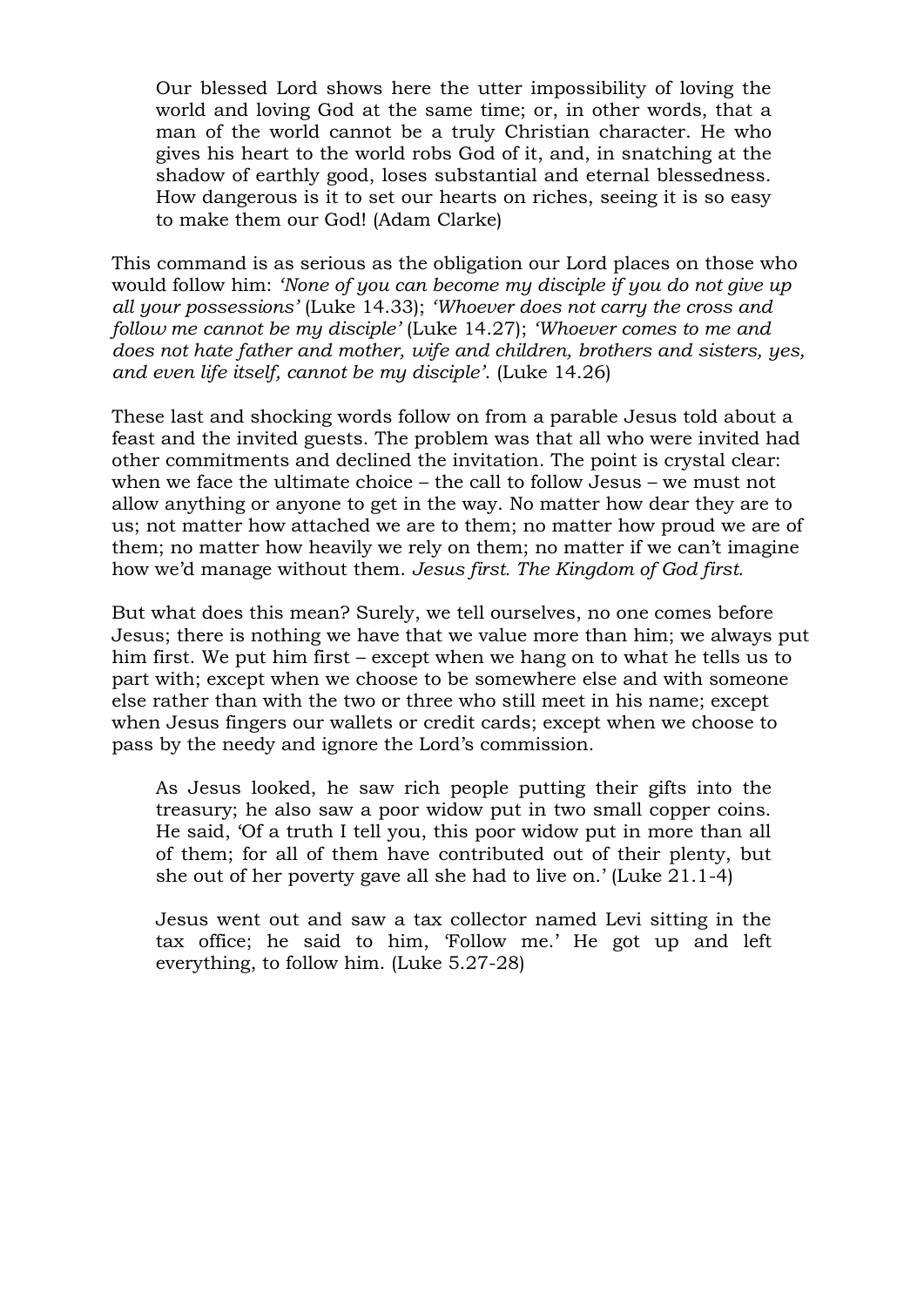> Our blessed Lord shows here the utter impossibility of loving the world and loving God at the same time; or, in other words, that a man of the world cannot be a truly Christian character. He who gives his heart to the world robs God of it, and, in snatching at the shadow of earthly good, loses substantial and eternal blessedness. How dangerous is it to set our hearts on riches, seeing it is so easy to make them our God! (Adam Clarke)

This command is as serious as the obligation our Lord places on those who would follow him: *'None of you can become my disciple if you do not give up all your possessions'* (Luke 14.33); *'Whoever does not carry the cross and follow me cannot be my disciple'* (Luke 14.27); *'Whoever comes to me and does not hate father and mother, wife and children, brothers and sisters, yes, and even life itself, cannot be my disciple'*. (Luke 14.26)

These last and shocking words follow on from a parable Jesus told about a feast and the invited guests. The problem was that all who were invited had other commitments and declined the invitation. The point is crystal clear: when we face the ultimate choice – the call to follow Jesus – we must not allow anything or anyone to get in the way. No matter how dear they are to us; not matter how attached we are to them; no matter how proud we are of them; no matter how heavily we rely on them; no matter if we can't imagine how we'd manage without them. *Jesus first. The Kingdom of God first.*

But what does this mean? Surely, we tell ourselves, no one comes before Jesus; there is nothing we have that we value more than him; we always put him first. We put him first – except when we hang on to what he tells us to part with; except when we choose to be somewhere else and with someone else rather than with the two or three who still meet in his name; except when Jesus fingers our wallets or credit cards; except when we choose to pass by the needy and ignore the Lord's commission.

> As Jesus looked, he saw rich people putting their gifts into the treasury; he also saw a poor widow put in two small copper coins. He said, 'Of a truth I tell you, this poor widow put in more than all of them; for all of them have contributed out of their plenty, but she out of her poverty gave all she had to live on.' (Luke 21.1-4)

> Jesus went out and saw a tax collector named Levi sitting in the tax office; he said to him, 'Follow me.' He got up and left everything, to follow him. (Luke 5.27-28)